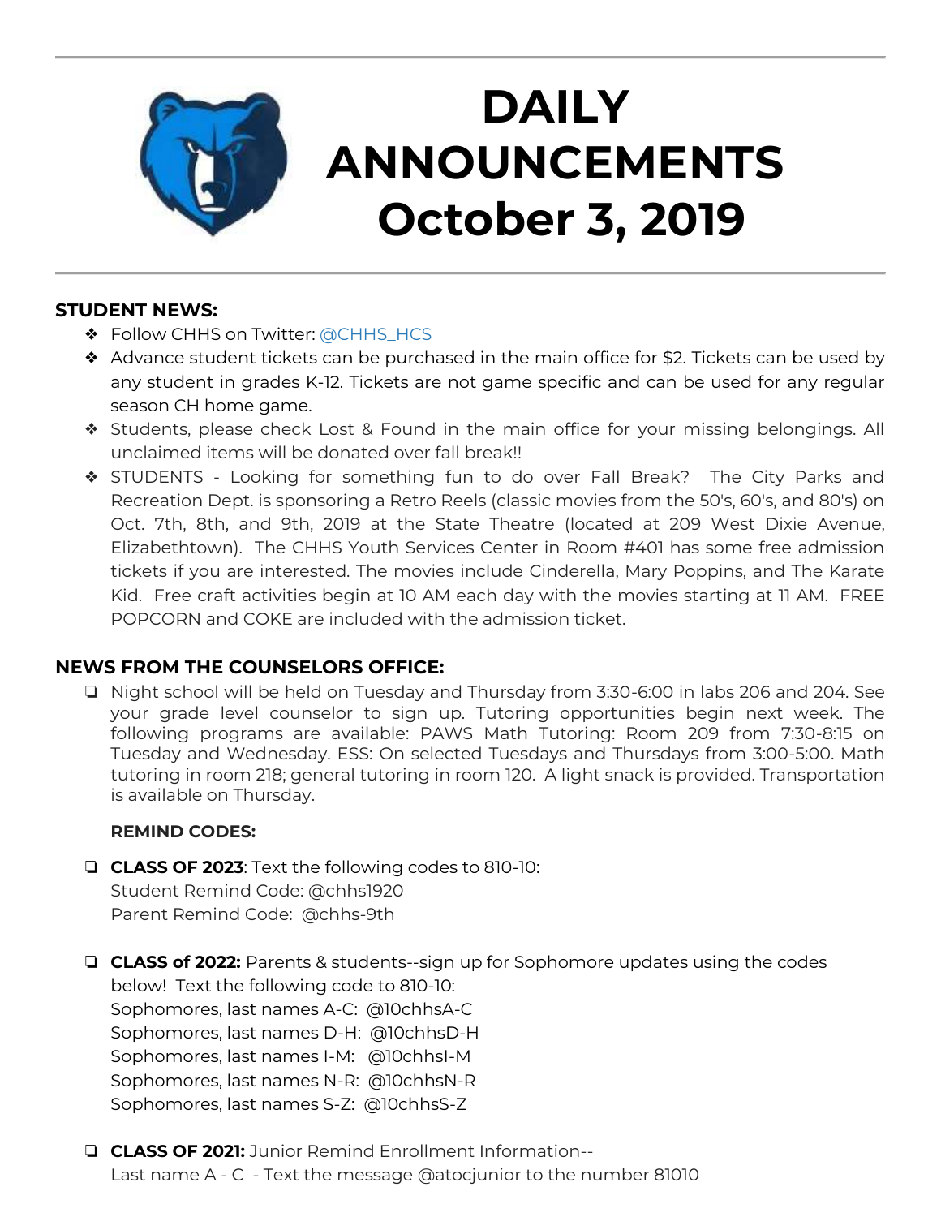# DAILY ANNOUNCEMENTS October 3, 2019

## STUDENT NEWS:

- Follow CHHS on Twitter: @CHHS_HCS
- Advance student tickets can be purchased in the main office for $2. Tickets can be used by any student in grades K-12. Tickets are not game specific and can be used for any regular season CH home game.
- Students, please check Lost & Found in the main office for your missing belongings. All unclaimed items will be donated over fall break!!
- STUDENTS - Looking for something fun to do over Fall Break? The City Parks and Recreation Dept. is sponsoring a Retro Reels (classic movies from the 50's, 60's, and 80's) on Oct. 7th, 8th, and 9th, 2019 at the State Theatre (located at 209 West Dixie Avenue, Elizabethtown). The CHHS Youth Services Center in Room #401 has some free admission tickets if you are interested. The movies include Cinderella, Mary Poppins, and The Karate Kid. Free craft activities begin at 10 AM each day with the movies starting at 11 AM. FREE POPCORN and COKE are included with the admission ticket.

## NEWS FROM THE COUNSELORS OFFICE:

- Night school will be held on Tuesday and Thursday from 3:30-6:00 in labs 206 and 204. See your grade level counselor to sign up. Tutoring opportunities begin next week. The following programs are available: PAWS Math Tutoring: Room 209 from 7:30-8:15 on Tuesday and Wednesday. ESS: On selected Tuesdays and Thursdays from 3:00-5:00. Math tutoring in room 218; general tutoring in room 120. A light snack is provided. Transportation is available on Thursday.

**REMIND CODES:**

- **CLASS OF 2023**: Text the following codes to 810-10:
  Student Remind Code: @chhs1920
  Parent Remind Code: @chhs-9th

- **CLASS of 2022:** Parents & students--sign up for Sophomore updates using the codes below! Text the following code to 810-10:
  Sophomores, last names A-C: @10chhsA-C
  Sophomores, last names D-H: @10chhsD-H
  Sophomores, last names I-M: @10chhsI-M
  Sophomores, last names N-R: @10chhsN-R
  Sophomores, last names S-Z: @10chhsS-Z

- **CLASS OF 2021:** Junior Remind Enrollment Information--
  Last name A - C - Text the message @atocjunior to the number 81010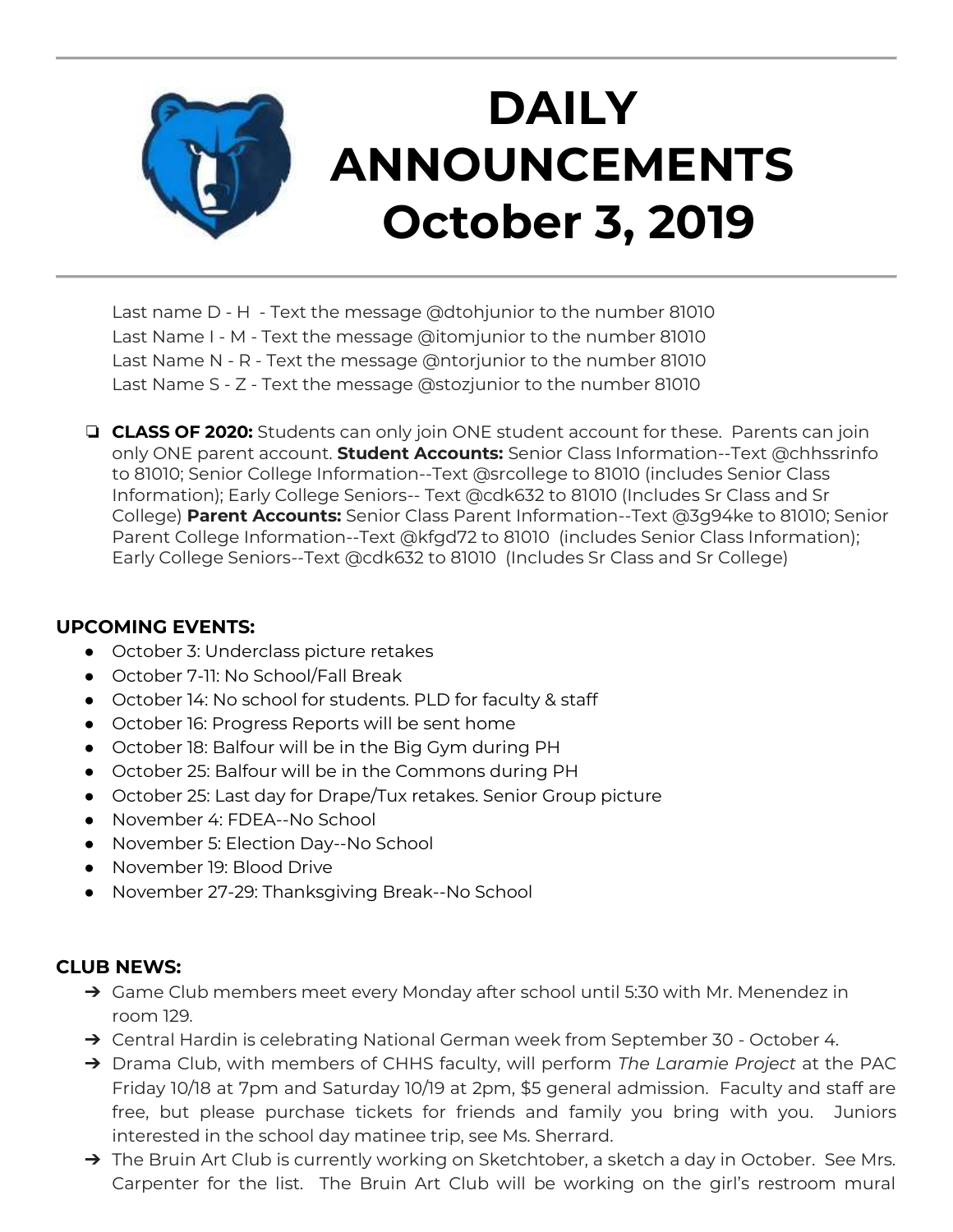# DAILY ANNOUNCEMENTS October 3, 2019

Last name D - H - Text the message @dtohjunior to the number 81010
Last Name I - M - Text the message @itomjunior to the number 81010
Last Name N - R - Text the message @ntorjunior to the number 81010
Last Name S - Z - Text the message @stozjunior to the number 81010

- **CLASS OF 2020:** Students can only join ONE student account for these. Parents can join only ONE parent account. **Student Accounts:** Senior Class Information--Text @chhssrinfo to 81010; Senior College Information--Text @srcollege to 81010 (includes Senior Class Information); Early College Seniors-- Text @cdk632 to 81010 (Includes Sr Class and Sr College) **Parent Accounts:** Senior Class Parent Information--Text @3g94ke to 81010; Senior Parent College Information--Text @kfgd72 to 81010 (includes Senior Class Information); Early College Seniors--Text @cdk632 to 81010 (Includes Sr Class and Sr College)

**UPCOMING EVENTS:**

- October 3: Underclass picture retakes
- October 7-11: No School/Fall Break
- October 14: No school for students. PLD for faculty & staff
- October 16: Progress Reports will be sent home
- October 18: Balfour will be in the Big Gym during PH
- October 25: Balfour will be in the Commons during PH
- October 25: Last day for Drape/Tux retakes. Senior Group picture
- November 4: FDEA--No School
- November 5: Election Day--No School
- November 19: Blood Drive
- November 27-29: Thanksgiving Break--No School

**CLUB NEWS:**

- Game Club members meet every Monday after school until 5:30 with Mr. Menendez in room 129.
- Central Hardin is celebrating National German week from September 30 - October 4.
- Drama Club, with members of CHHS faculty, will perform *The Laramie Project* at the PAC Friday 10/18 at 7pm and Saturday 10/19 at 2pm, $5 general admission. Faculty and staff are free, but please purchase tickets for friends and family you bring with you. Juniors interested in the school day matinee trip, see Ms. Sherrard.
- The Bruin Art Club is currently working on Sketchtober, a sketch a day in October. See Mrs. Carpenter for the list. The Bruin Art Club will be working on the girl's restroom mural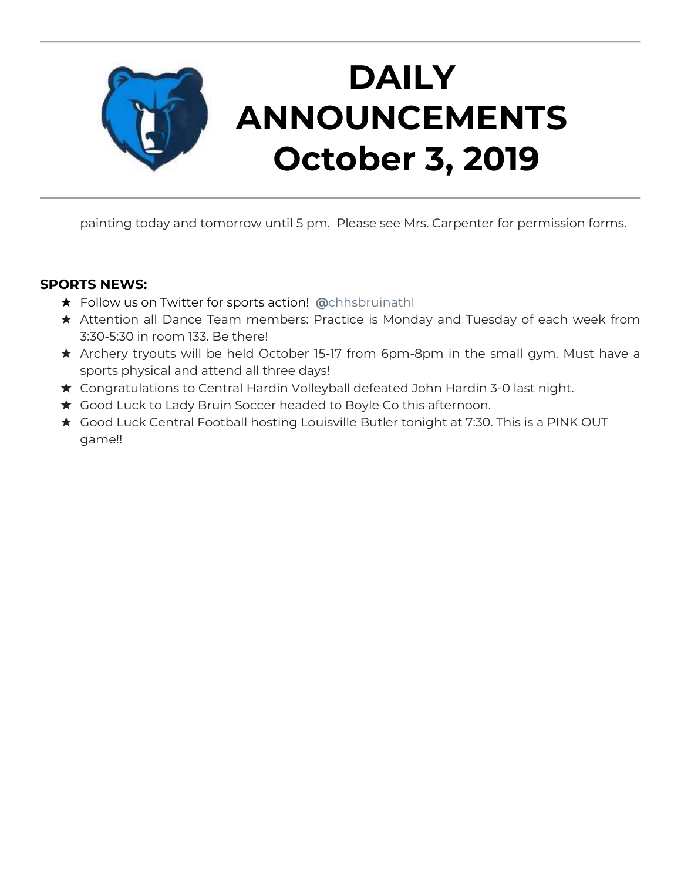painting today and tomorrow until 5 pm.  Please see Mrs. Carpenter for permission forms.

**SPORTS NEWS:**

- ★ Follow us on Twitter for sports action!  @chhsbruinathl
- ★ Attention all Dance Team members: Practice is Monday and Tuesday of each week from 3:30-5:30 in room 133. Be there!
- ★ Archery tryouts will be held October 15-17 from 6pm-8pm in the small gym. Must have a sports physical and attend all three days!
- ★ Congratulations to Central Hardin Volleyball defeated John Hardin 3-0 last night.
- ★ Good Luck to Lady Bruin Soccer headed to Boyle Co this afternoon.
- ★ Good Luck Central Football hosting Louisville Butler tonight at 7:30. This is a PINK OUT game!!